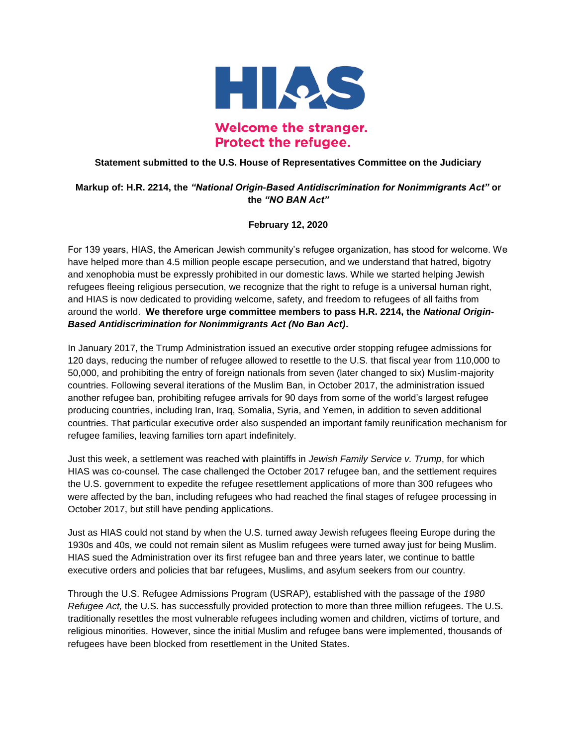# HIAS

**Welcome the stranger.**
**Protect the refugee.**

**Statement submitted to the U.S. House of Representatives Committee on the Judiciary**

**Markup of: H.R. 2214, the *"National Origin-Based Antidiscrimination for Nonimmigrants Act"* or the *"NO BAN Act"***

**February 12, 2020**

For 139 years, HIAS, the American Jewish community's refugee organization, has stood for welcome. We have helped more than 4.5 million people escape persecution, and we understand that hatred, bigotry and xenophobia must be expressly prohibited in our domestic laws. While we started helping Jewish refugees fleeing religious persecution, we recognize that the right to refuge is a universal human right, and HIAS is now dedicated to providing welcome, safety, and freedom to refugees of all faiths from around the world. **We therefore urge committee members to pass H.R. 2214, the *National Origin-Based Antidiscrimination for Nonimmigrants Act (No Ban Act)*.**

In January 2017, the Trump Administration issued an executive order stopping refugee admissions for 120 days, reducing the number of refugee allowed to resettle to the U.S. that fiscal year from 110,000 to 50,000, and prohibiting the entry of foreign nationals from seven (later changed to six) Muslim-majority countries. Following several iterations of the Muslim Ban, in October 2017, the administration issued another refugee ban, prohibiting refugee arrivals for 90 days from some of the world's largest refugee producing countries, including Iran, Iraq, Somalia, Syria, and Yemen, in addition to seven additional countries. That particular executive order also suspended an important family reunification mechanism for refugee families, leaving families torn apart indefinitely.

Just this week, a settlement was reached with plaintiffs in *Jewish Family Service v. Trump*, for which HIAS was co-counsel. The case challenged the October 2017 refugee ban, and the settlement requires the U.S. government to expedite the refugee resettlement applications of more than 300 refugees who were affected by the ban, including refugees who had reached the final stages of refugee processing in October 2017, but still have pending applications.

Just as HIAS could not stand by when the U.S. turned away Jewish refugees fleeing Europe during the 1930s and 40s, we could not remain silent as Muslim refugees were turned away just for being Muslim. HIAS sued the Administration over its first refugee ban and three years later, we continue to battle executive orders and policies that bar refugees, Muslims, and asylum seekers from our country.

Through the U.S. Refugee Admissions Program (USRAP), established with the passage of the *1980 Refugee Act,* the U.S. has successfully provided protection to more than three million refugees. The U.S. traditionally resettles the most vulnerable refugees including women and children, victims of torture, and religious minorities. However, since the initial Muslim and refugee bans were implemented, thousands of refugees have been blocked from resettlement in the United States.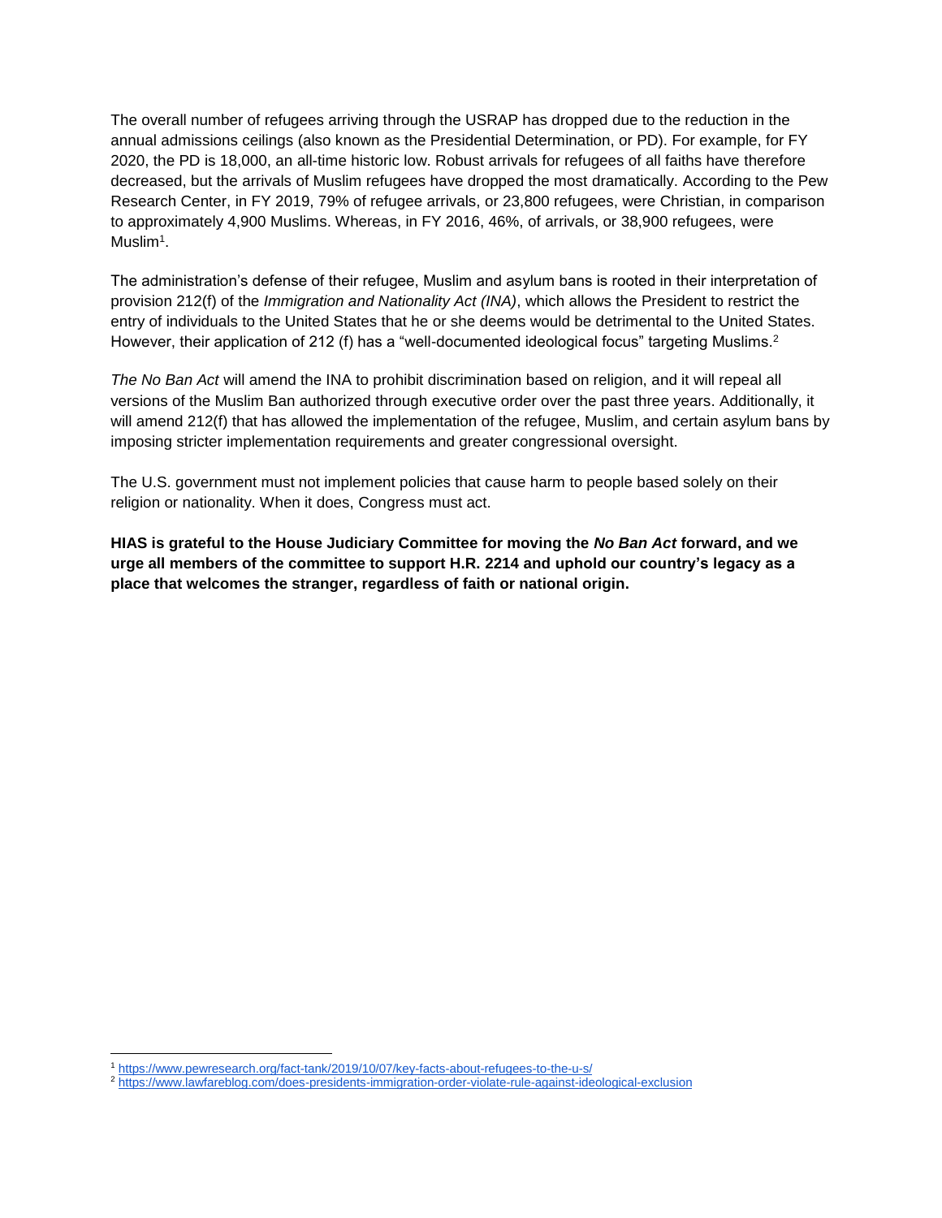The overall number of refugees arriving through the USRAP has dropped due to the reduction in the annual admissions ceilings (also known as the Presidential Determination, or PD). For example, for FY 2020, the PD is 18,000, an all-time historic low. Robust arrivals for refugees of all faiths have therefore decreased, but the arrivals of Muslim refugees have dropped the most dramatically. According to the Pew Research Center, in FY 2019, 79% of refugee arrivals, or 23,800 refugees, were Christian, in comparison to approximately 4,900 Muslims. Whereas, in FY 2016, 46%, of arrivals, or 38,900 refugees, were Muslim[1].

The administration's defense of their refugee, Muslim and asylum bans is rooted in their interpretation of provision 212(f) of the *Immigration and Nationality Act (INA)*, which allows the President to restrict the entry of individuals to the United States that he or she deems would be detrimental to the United States. However, their application of 212 (f) has a "well-documented ideological focus" targeting Muslims.[2]

*The No Ban Act* will amend the INA to prohibit discrimination based on religion, and it will repeal all versions of the Muslim Ban authorized through executive order over the past three years. Additionally, it will amend 212(f) that has allowed the implementation of the refugee, Muslim, and certain asylum bans by imposing stricter implementation requirements and greater congressional oversight.

The U.S. government must not implement policies that cause harm to people based solely on their religion or nationality. When it does, Congress must act.

**HIAS is grateful to the House Judiciary Committee for moving the *No Ban Act* forward, and we urge all members of the committee to support H.R. 2214 and uphold our country's legacy as a place that welcomes the stranger, regardless of faith or national origin.**

---

[1] https://www.pewresearch.org/fact-tank/2019/10/07/key-facts-about-refugees-to-the-u-s/

[2] https://www.lawfareblog.com/does-presidents-immigration-order-violate-rule-against-ideological-exclusion